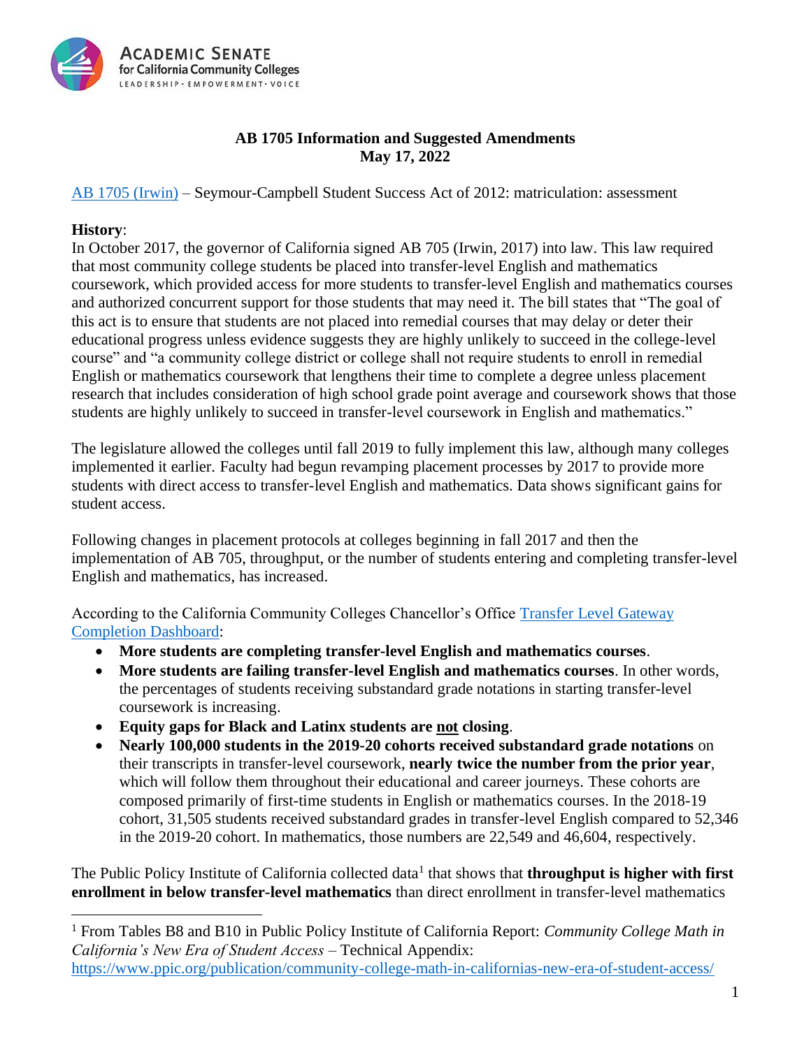Academic Senate for California Community Colleges
LEADERSHIP · EMPOWERMENT · VOICE

# AB 1705 Information and Suggested Amendments
## May 17, 2022

[AB 1705 (Irwin)](#) – Seymour-Campbell Student Success Act of 2012: matriculation: assessment

**History**:
In October 2017, the governor of California signed AB 705 (Irwin, 2017) into law. This law required that most community college students be placed into transfer-level English and mathematics coursework, which provided access for more students to transfer-level English and mathematics courses and authorized concurrent support for those students that may need it. The bill states that "The goal of this act is to ensure that students are not placed into remedial courses that may delay or deter their educational progress unless evidence suggests they are highly unlikely to succeed in the college-level course" and "a community college district or college shall not require students to enroll in remedial English or mathematics coursework that lengthens their time to complete a degree unless placement research that includes consideration of high school grade point average and coursework shows that those students are highly unlikely to succeed in transfer-level coursework in English and mathematics."

The legislature allowed the colleges until fall 2019 to fully implement this law, although many colleges implemented it earlier. Faculty had begun revamping placement processes by 2017 to provide more students with direct access to transfer-level English and mathematics. Data shows significant gains for student access.

Following changes in placement protocols at colleges beginning in fall 2017 and then the implementation of AB 705, throughput, or the number of students entering and completing transfer-level English and mathematics, has increased.

According to the California Community Colleges Chancellor's Office [Transfer Level Gateway Completion Dashboard](#):

- **More students are completing transfer-level English and mathematics courses**.
- **More students are failing transfer-level English and mathematics courses**. In other words, the percentages of students receiving substandard grade notations in starting transfer-level coursework is increasing.
- **Equity gaps for Black and Latinx students are <u>not</u> closing**.
- **Nearly 100,000 students in the 2019-20 cohorts received substandard grade notations** on their transcripts in transfer-level coursework, **nearly twice the number from the prior year**, which will follow them throughout their educational and career journeys. These cohorts are composed primarily of first-time students in English or mathematics courses. In the 2018-19 cohort, 31,505 students received substandard grades in transfer-level English compared to 52,346 in the 2019-20 cohort. In mathematics, those numbers are 22,549 and 46,604, respectively.

The Public Policy Institute of California collected data[1] that shows that **throughput is higher with first enrollment in below transfer-level mathematics** than direct enrollment in transfer-level mathematics

[1] From Tables B8 and B10 in Public Policy Institute of California Report: *Community College Math in California's New Era of Student Access* – Technical Appendix: https://www.ppic.org/publication/community-college-math-in-californias-new-era-of-student-access/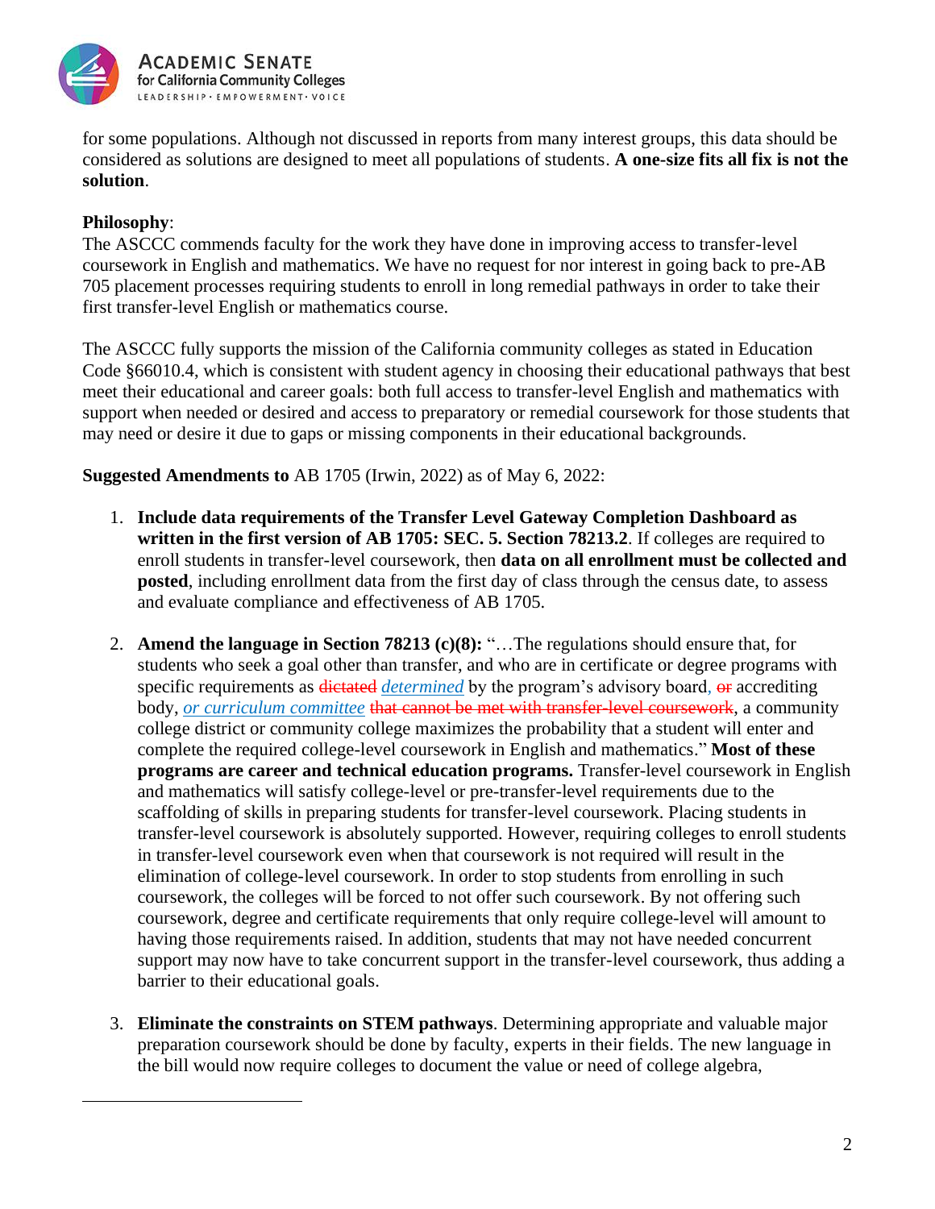for some populations. Although not discussed in reports from many interest groups, this data should be considered as solutions are designed to meet all populations of students. **A one-size fits all fix is not the solution**.

**Philosophy**:
The ASCCC commends faculty for the work they have done in improving access to transfer-level coursework in English and mathematics. We have no request for nor interest in going back to pre-AB 705 placement processes requiring students to enroll in long remedial pathways in order to take their first transfer-level English or mathematics course.

The ASCCC fully supports the mission of the California community colleges as stated in Education Code §66010.4, which is consistent with student agency in choosing their educational pathways that best meet their educational and career goals: both full access to transfer-level English and mathematics with support when needed or desired and access to preparatory or remedial coursework for those students that may need or desire it due to gaps or missing components in their educational backgrounds.

**Suggested Amendments to** AB 1705 (Irwin, 2022) as of May 6, 2022:

1. **Include data requirements of the Transfer Level Gateway Completion Dashboard as written in the first version of AB 1705: SEC. 5. Section 78213.2**. If colleges are required to enroll students in transfer-level coursework, then **data on all enrollment must be collected and posted**, including enrollment data from the first day of class through the census date, to assess and evaluate compliance and effectiveness of AB 1705.

2. **Amend the language in Section 78213 (c)(8):** "…The regulations should ensure that, for students who seek a goal other than transfer, and who are in certificate or degree programs with specific requirements as ~~dictated~~ *determined* by the program's advisory board, ~~or~~ accrediting body, *or curriculum committee* ~~that cannot be met with transfer-level coursework~~, a community college district or community college maximizes the probability that a student will enter and complete the required college-level coursework in English and mathematics." **Most of these programs are career and technical education programs.** Transfer-level coursework in English and mathematics will satisfy college-level or pre-transfer-level requirements due to the scaffolding of skills in preparing students for transfer-level coursework. Placing students in transfer-level coursework is absolutely supported. However, requiring colleges to enroll students in transfer-level coursework even when that coursework is not required will result in the elimination of college-level coursework. In order to stop students from enrolling in such coursework, the colleges will be forced to not offer such coursework. By not offering such coursework, degree and certificate requirements that only require college-level will amount to having those requirements raised. In addition, students that may not have needed concurrent support may now have to take concurrent support in the transfer-level coursework, thus adding a barrier to their educational goals.

3. **Eliminate the constraints on STEM pathways**. Determining appropriate and valuable major preparation coursework should be done by faculty, experts in their fields. The new language in the bill would now require colleges to document the value or need of college algebra,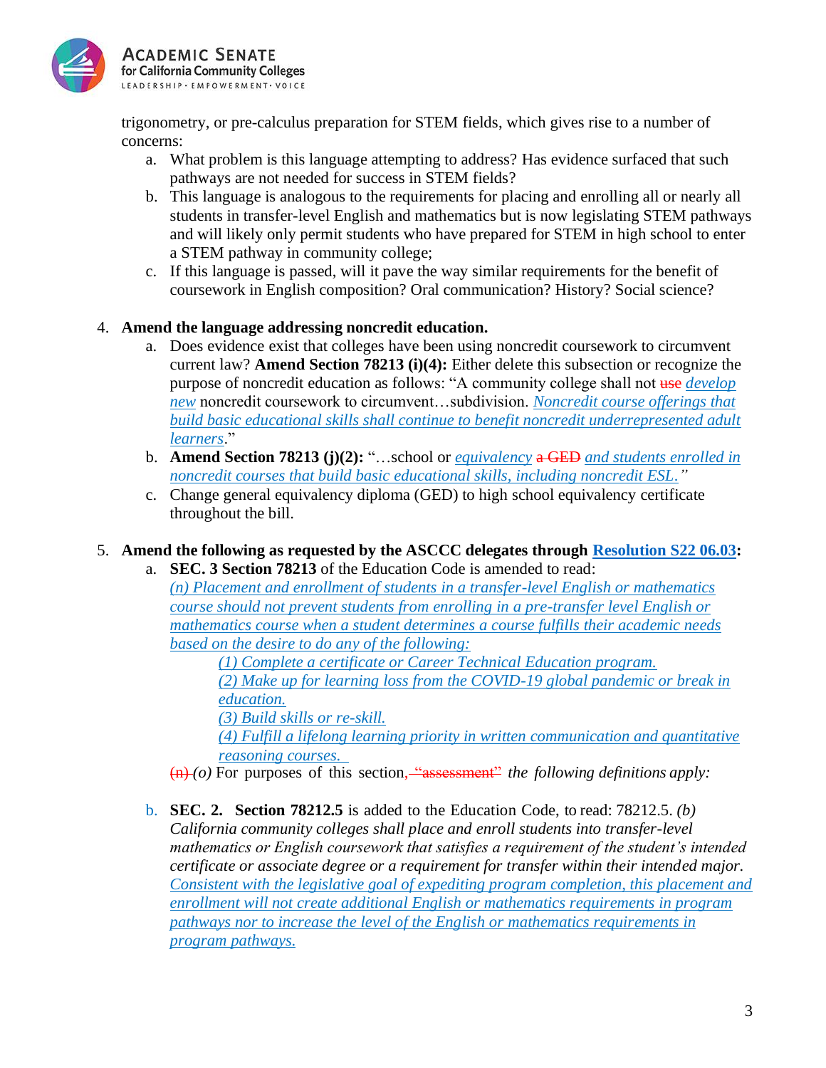trigonometry, or pre-calculus preparation for STEM fields, which gives rise to a number of concerns:

a. What problem is this language attempting to address? Has evidence surfaced that such pathways are not needed for success in STEM fields?
b. This language is analogous to the requirements for placing and enrolling all or nearly all students in transfer-level English and mathematics but is now legislating STEM pathways and will likely only permit students who have prepared for STEM in high school to enter a STEM pathway in community college;
c. If this language is passed, will it pave the way similar requirements for the benefit of coursework in English composition? Oral communication? History? Social science?

4. **Amend the language addressing noncredit education.**
   a. Does evidence exist that colleges have been using noncredit coursework to circumvent current law? **Amend Section 78213 (i)(4):** Either delete this subsection or recognize the purpose of noncredit education as follows: "A community college shall not ~~use~~ *develop new* noncredit coursework to circumvent…subdivision. *Noncredit course offerings that build basic educational skills shall continue to benefit noncredit underrepresented adult learners*."
   b. **Amend Section 78213 (j)(2):** "…school or *equivalency* ~~a GED~~ *and students enrolled in noncredit courses that build basic educational skills, including noncredit ESL."*
   c. Change general equivalency diploma (GED) to high school equivalency certificate throughout the bill.

5. **Amend the following as requested by the ASCCC delegates through Resolution S22 06.03:**
   a. **SEC. 3 Section 78213** of the Education Code is amended to read:
      *(n) Placement and enrollment of students in a transfer-level English or mathematics course should not prevent students from enrolling in a pre-transfer level English or mathematics course when a student determines a course fulfills their academic needs based on the desire to do any of the following:*
      - *(1) Complete a certificate or Career Technical Education program.*
      - *(2) Make up for learning loss from the COVID-19 global pandemic or break in education.*
      - *(3) Build skills or re-skill.*
      - *(4) Fulfill a lifelong learning priority in written communication and quantitative reasoning courses.*

      ~~(n)~~ *(o)* For purposes of this section~~, "assessment"~~ *the following definitions apply:*

   b. **SEC. 2. Section 78212.5** is added to the Education Code, to read: 78212.5. *(b) California community colleges shall place and enroll students into transfer-level mathematics or English coursework that satisfies a requirement of the student's intended certificate or associate degree or a requirement for transfer within their intended major. Consistent with the legislative goal of expediting program completion, this placement and enrollment will not create additional English or mathematics requirements in program pathways nor to increase the level of the English or mathematics requirements in program pathways.*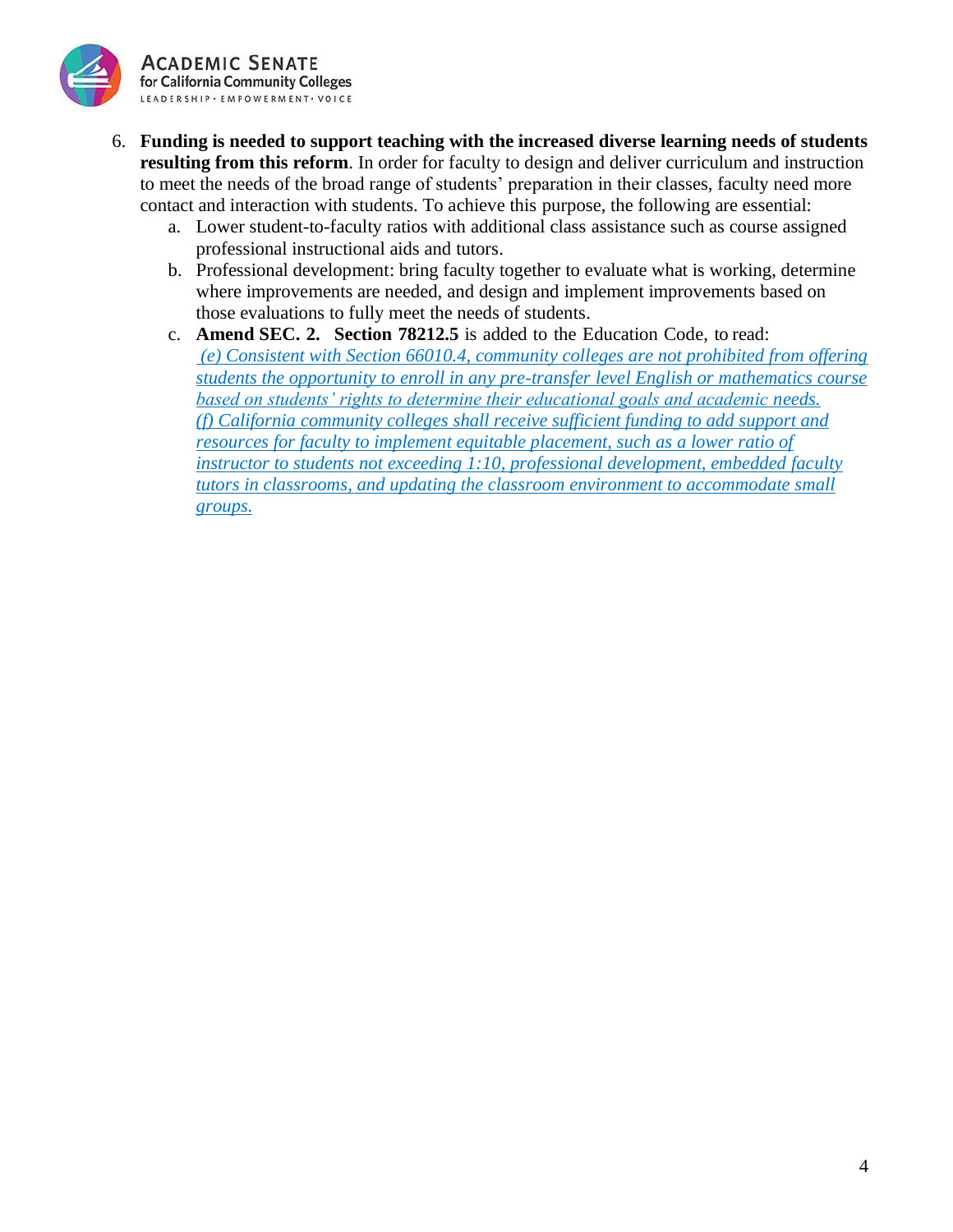6. **Funding is needed to support teaching with the increased diverse learning needs of students resulting from this reform**. In order for faculty to design and deliver curriculum and instruction to meet the needs of the broad range of students' preparation in their classes, faculty need more contact and interaction with students. To achieve this purpose, the following are essential:
   a. Lower student-to-faculty ratios with additional class assistance such as course assigned professional instructional aids and tutors.
   b. Professional development: bring faculty together to evaluate what is working, determine where improvements are needed, and design and implement improvements based on those evaluations to fully meet the needs of students.
   c. **Amend SEC. 2. Section 78212.5** is added to the Education Code, to read:
      *(e) Consistent with Section 66010.4, community colleges are not prohibited from offering students the opportunity to enroll in any pre-transfer level English or mathematics course based on students' rights to determine their educational goals and academic needs.*
      *(f) California community colleges shall receive sufficient funding to add support and resources for faculty to implement equitable placement, such as a lower ratio of instructor to students not exceeding 1:10, professional development, embedded faculty tutors in classrooms, and updating the classroom environment to accommodate small groups.*